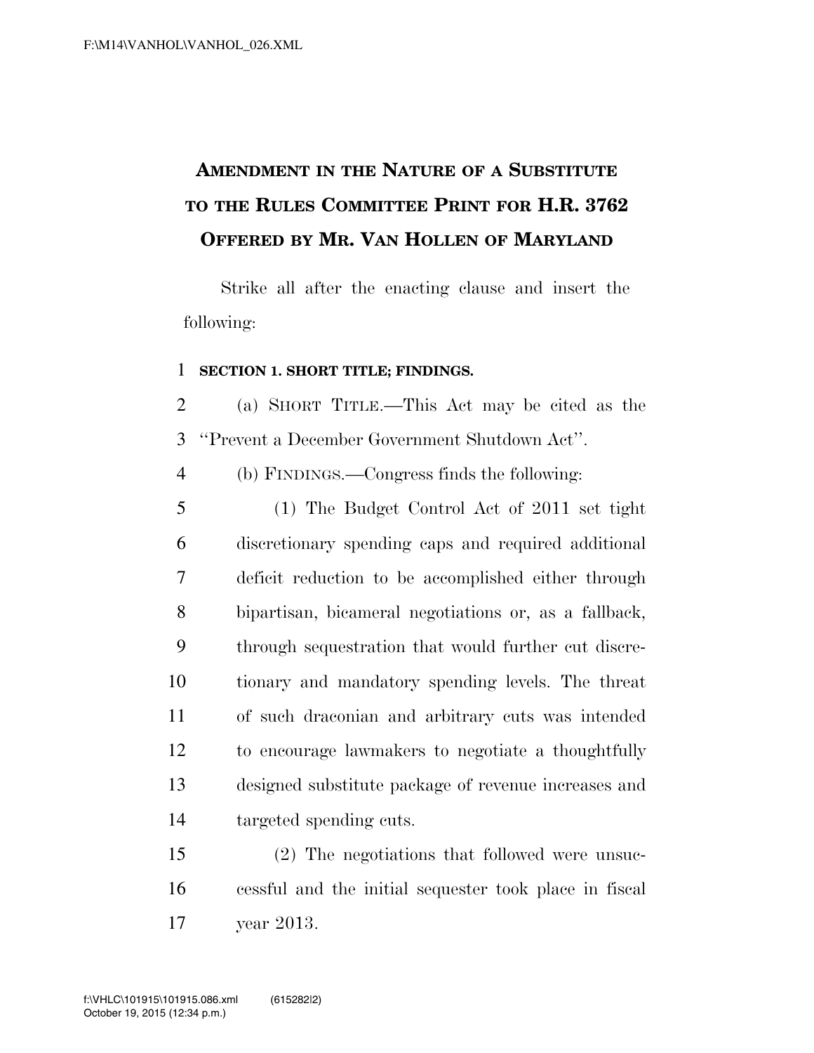# Amendment in the Nature of a Substitute to the Rules Committee Print for H.R. 3762 Offered by Mr. Van Hollen of Maryland

Strike all after the enacting clause and insert the following:

**SECTION 1. SHORT TITLE; FINDINGS.**

(a) SHORT TITLE.—This Act may be cited as the ''Prevent a December Government Shutdown Act''.

(b) FINDINGS.—Congress finds the following:

(1) The Budget Control Act of 2011 set tight discretionary spending caps and required additional deficit reduction to be accomplished either through bipartisan, bicameral negotiations or, as a fallback, through sequestration that would further cut discretionary and mandatory spending levels. The threat of such draconian and arbitrary cuts was intended to encourage lawmakers to negotiate a thoughtfully designed substitute package of revenue increases and targeted spending cuts.

(2) The negotiations that followed were unsuccessful and the initial sequester took place in fiscal year 2013.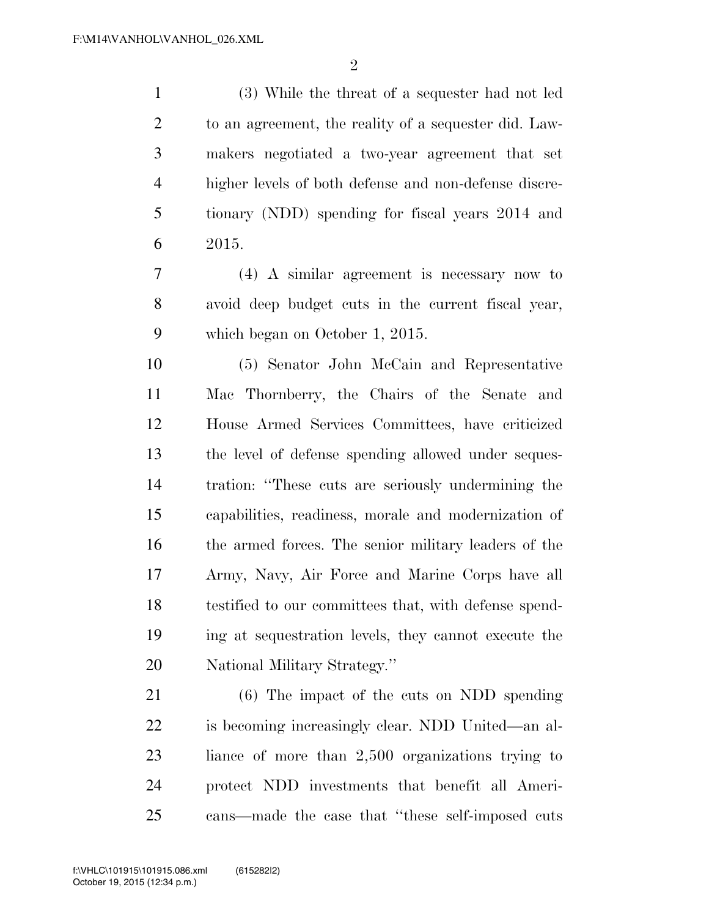(3) While the threat of a sequester had not led to an agreement, the reality of a sequester did. Lawmakers negotiated a two-year agreement that set higher levels of both defense and non-defense discretionary (NDD) spending for fiscal years 2014 and 2015.

(4) A similar agreement is necessary now to avoid deep budget cuts in the current fiscal year, which began on October 1, 2015.

(5) Senator John McCain and Representative Mac Thornberry, the Chairs of the Senate and House Armed Services Committees, have criticized the level of defense spending allowed under sequestration: "These cuts are seriously undermining the capabilities, readiness, morale and modernization of the armed forces. The senior military leaders of the Army, Navy, Air Force and Marine Corps have all testified to our committees that, with defense spending at sequestration levels, they cannot execute the National Military Strategy."

(6) The impact of the cuts on NDD spending is becoming increasingly clear. NDD United—an alliance of more than 2,500 organizations trying to protect NDD investments that benefit all Americans—made the case that "these self-imposed cuts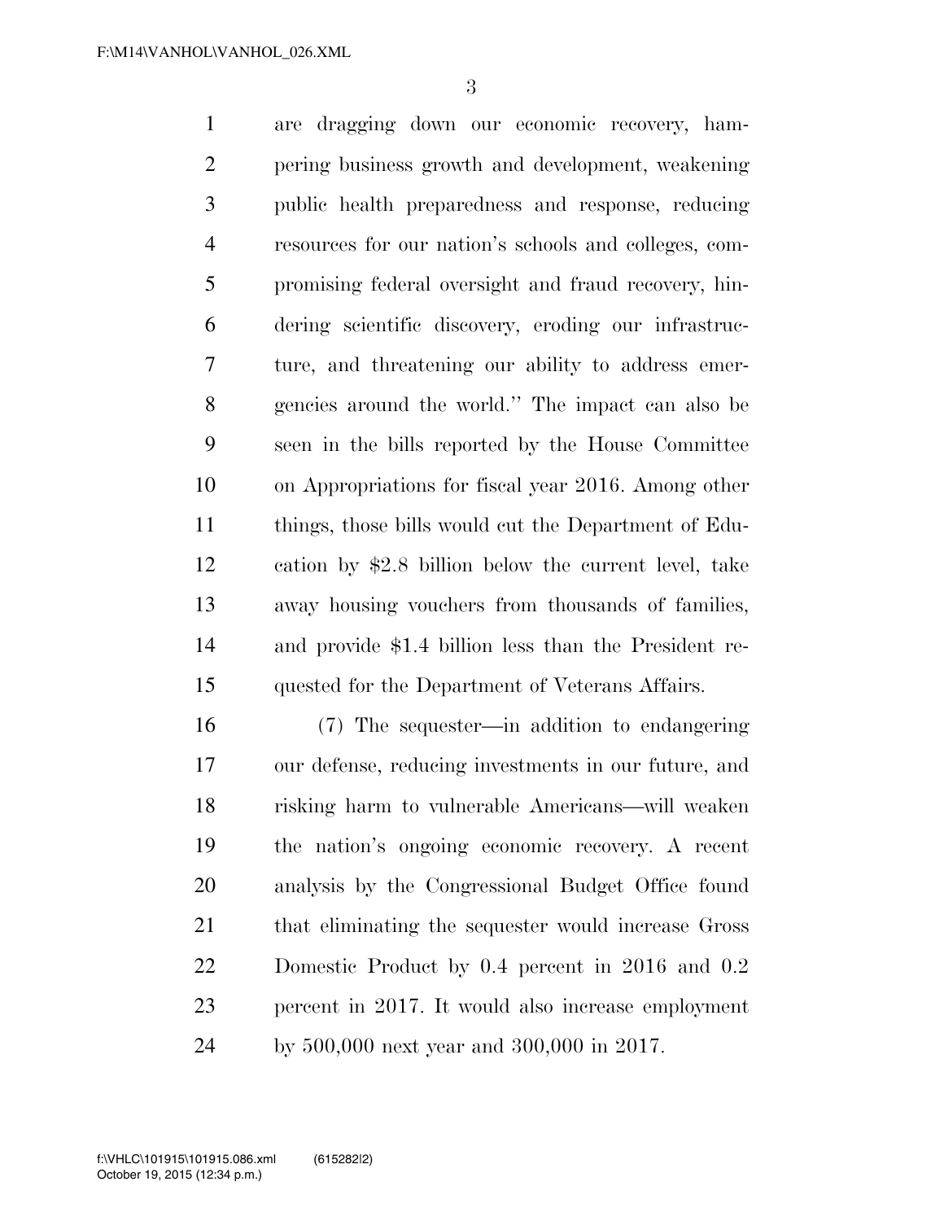are dragging down our economic recovery, hampering business growth and development, weakening public health preparedness and response, reducing resources for our nation's schools and colleges, compromising federal oversight and fraud recovery, hindering scientific discovery, eroding our infrastructure, and threatening our ability to address emergencies around the world.'' The impact can also be seen in the bills reported by the House Committee on Appropriations for fiscal year 2016. Among other things, those bills would cut the Department of Education by $2.8 billion below the current level, take away housing vouchers from thousands of families, and provide $1.4 billion less than the President requested for the Department of Veterans Affairs.

(7) The sequester—in addition to endangering our defense, reducing investments in our future, and risking harm to vulnerable Americans—will weaken the nation's ongoing economic recovery. A recent analysis by the Congressional Budget Office found that eliminating the sequester would increase Gross Domestic Product by 0.4 percent in 2016 and 0.2 percent in 2017. It would also increase employment by 500,000 next year and 300,000 in 2017.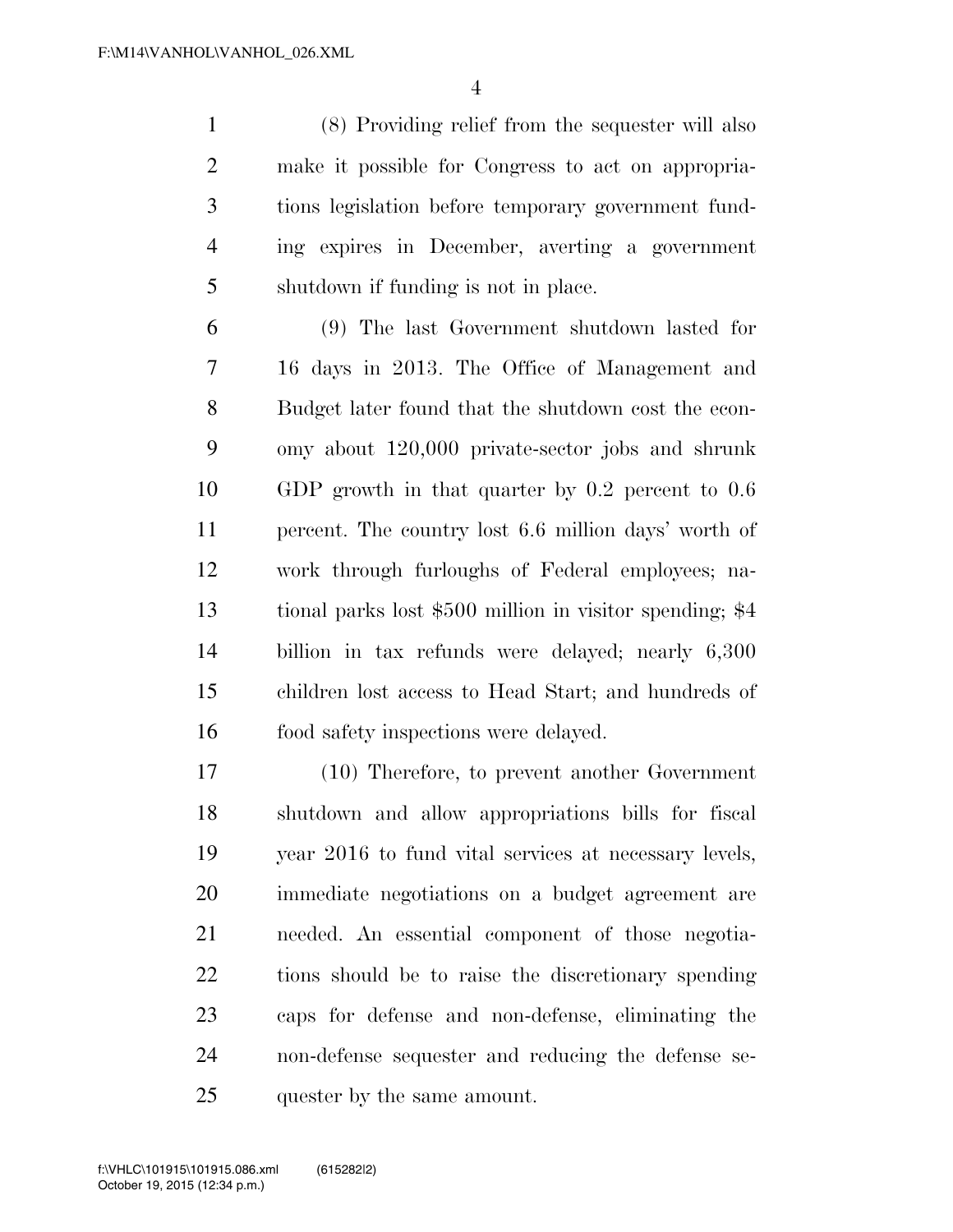(8) Providing relief from the sequester will also make it possible for Congress to act on appropriations legislation before temporary government funding expires in December, averting a government shutdown if funding is not in place.

(9) The last Government shutdown lasted for 16 days in 2013. The Office of Management and Budget later found that the shutdown cost the economy about 120,000 private-sector jobs and shrunk GDP growth in that quarter by 0.2 percent to 0.6 percent. The country lost 6.6 million days' worth of work through furloughs of Federal employees; national parks lost $500 million in visitor spending; $4 billion in tax refunds were delayed; nearly 6,300 children lost access to Head Start; and hundreds of food safety inspections were delayed.

(10) Therefore, to prevent another Government shutdown and allow appropriations bills for fiscal year 2016 to fund vital services at necessary levels, immediate negotiations on a budget agreement are needed. An essential component of those negotiations should be to raise the discretionary spending caps for defense and non-defense, eliminating the non-defense sequester and reducing the defense sequester by the same amount.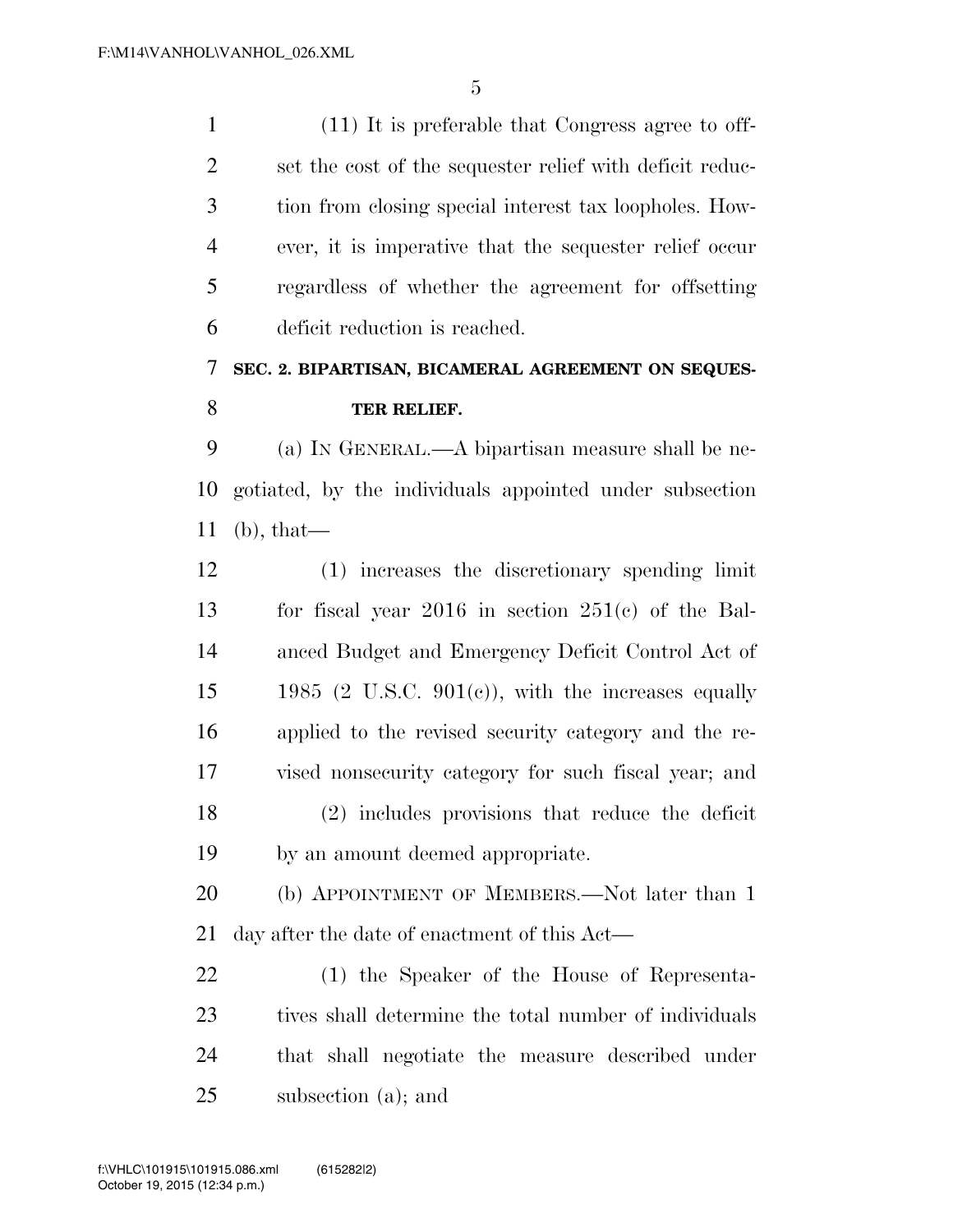(11) It is preferable that Congress agree to offset the cost of the sequester relief with deficit reduction from closing special interest tax loopholes. However, it is imperative that the sequester relief occur regardless of whether the agreement for offsetting deficit reduction is reached.

**SEC. 2. BIPARTISAN, BICAMERAL AGREEMENT ON SEQUESTER RELIEF.**

(a) IN GENERAL.—A bipartisan measure shall be negotiated, by the individuals appointed under subsection (b), that—

(1) increases the discretionary spending limit for fiscal year 2016 in section 251(c) of the Balanced Budget and Emergency Deficit Control Act of 1985 (2 U.S.C. 901(c)), with the increases equally applied to the revised security category and the revised nonsecurity category for such fiscal year; and

(2) includes provisions that reduce the deficit by an amount deemed appropriate.

(b) APPOINTMENT OF MEMBERS.—Not later than 1 day after the date of enactment of this Act—

(1) the Speaker of the House of Representatives shall determine the total number of individuals that shall negotiate the measure described under subsection (a); and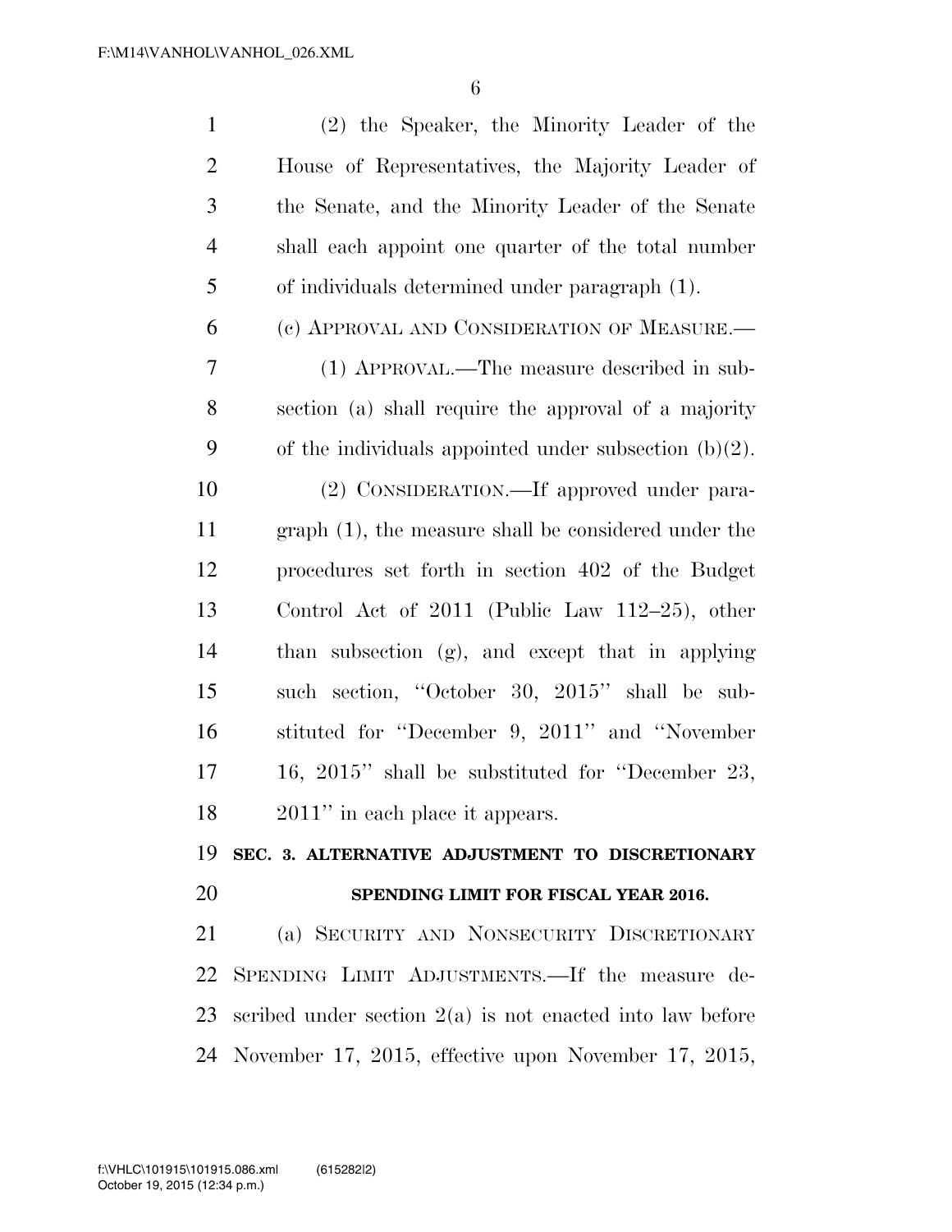(2) the Speaker, the Minority Leader of the House of Representatives, the Majority Leader of the Senate, and the Minority Leader of the Senate shall each appoint one quarter of the total number of individuals determined under paragraph (1).

(c) APPROVAL AND CONSIDERATION OF MEASURE.—

(1) APPROVAL.—The measure described in subsection (a) shall require the approval of a majority of the individuals appointed under subsection (b)(2).

(2) CONSIDERATION.—If approved under paragraph (1), the measure shall be considered under the procedures set forth in section 402 of the Budget Control Act of 2011 (Public Law 112–25), other than subsection (g), and except that in applying such section, ''October 30, 2015'' shall be substituted for ''December 9, 2011'' and ''November 16, 2015'' shall be substituted for ''December 23, 2011'' in each place it appears.

## SEC. 3. ALTERNATIVE ADJUSTMENT TO DISCRETIONARY SPENDING LIMIT FOR FISCAL YEAR 2016.

(a) SECURITY AND NONSECURITY DISCRETIONARY SPENDING LIMIT ADJUSTMENTS.—If the measure described under section 2(a) is not enacted into law before November 17, 2015, effective upon November 17, 2015,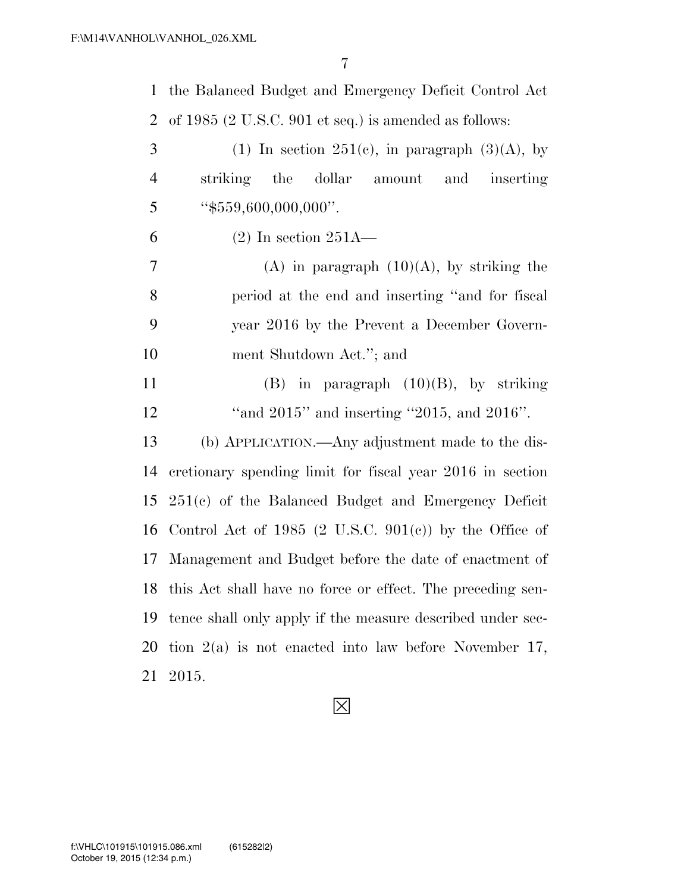the Balanced Budget and Emergency Deficit Control Act of 1985 (2 U.S.C. 901 et seq.) is amended as follows:

(1) In section 251(c), in paragraph (3)(A), by striking the dollar amount and inserting ''$559,600,000,000''.

(2) In section 251A—

(A) in paragraph (10)(A), by striking the period at the end and inserting ''and for fiscal year 2016 by the Prevent a December Government Shutdown Act.''; and

(B) in paragraph (10)(B), by striking ''and 2015'' and inserting ''2015, and 2016''.

(b) APPLICATION.—Any adjustment made to the discretionary spending limit for fiscal year 2016 in section 251(c) of the Balanced Budget and Emergency Deficit Control Act of 1985 (2 U.S.C. 901(c)) by the Office of Management and Budget before the date of enactment of this Act shall have no force or effect. The preceding sentence shall only apply if the measure described under section 2(a) is not enacted into law before November 17, 2015.